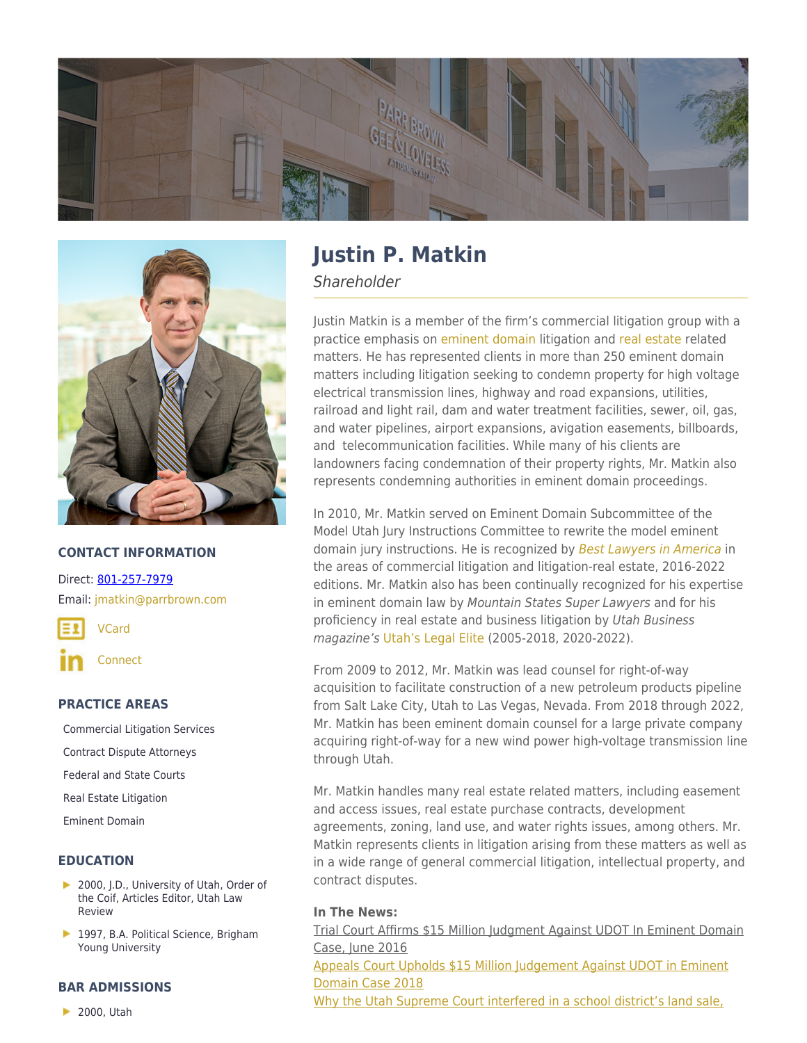# Justin P. Matkin

*Shareholder*

Justin Matkin is a member of the firm's commercial litigation group with a practice emphasis on eminent domain litigation and real estate related matters. He has represented clients in more than 250 eminent domain matters including litigation seeking to condemn property for high voltage electrical transmission lines, highway and road expansions, utilities, railroad and light rail, dam and water treatment facilities, sewer, oil, gas, and water pipelines, airport expansions, avigation easements, billboards, and telecommunication facilities. While many of his clients are landowners facing condemnation of their property rights, Mr. Matkin also represents condemning authorities in eminent domain proceedings.

In 2010, Mr. Matkin served on Eminent Domain Subcommittee of the Model Utah Jury Instructions Committee to rewrite the model eminent domain jury instructions. He is recognized by *Best Lawyers in America* in the areas of commercial litigation and litigation-real estate, 2016-2022 editions. Mr. Matkin also has been continually recognized for his expertise in eminent domain law by *Mountain States Super Lawyers* and for his proficiency in real estate and business litigation by *Utah Business magazine's* Utah's Legal Elite (2005-2018, 2020-2022).

From 2009 to 2012, Mr. Matkin was lead counsel for right-of-way acquisition to facilitate construction of a new petroleum products pipeline from Salt Lake City, Utah to Las Vegas, Nevada. From 2018 through 2022, Mr. Matkin has been eminent domain counsel for a large private company acquiring right-of-way for a new wind power high-voltage transmission line through Utah.

Mr. Matkin handles many real estate related matters, including easement and access issues, real estate purchase contracts, development agreements, zoning, land use, and water rights issues, among others. Mr. Matkin represents clients in litigation arising from these matters as well as in a wide range of general commercial litigation, intellectual property, and contract disputes.

**In The News:**

Trial Court Affirms $15 Million Judgment Against UDOT In Eminent Domain Case, June 2016

Appeals Court Upholds $15 Million Judgement Against UDOT in Eminent Domain Case 2018

Why the Utah Supreme Court interfered in a school district's land sale,

## CONTACT INFORMATION

Direct: 801-257-7979

Email: jmatkin@parrbrown.com

VCard

Connect

## PRACTICE AREAS

- Commercial Litigation Services
- Contract Dispute Attorneys
- Federal and State Courts
- Real Estate Litigation
- Eminent Domain

## EDUCATION

- 2000, J.D., University of Utah, Order of the Coif, Articles Editor, Utah Law Review
- 1997, B.A. Political Science, Brigham Young University

## BAR ADMISSIONS

- 2000, Utah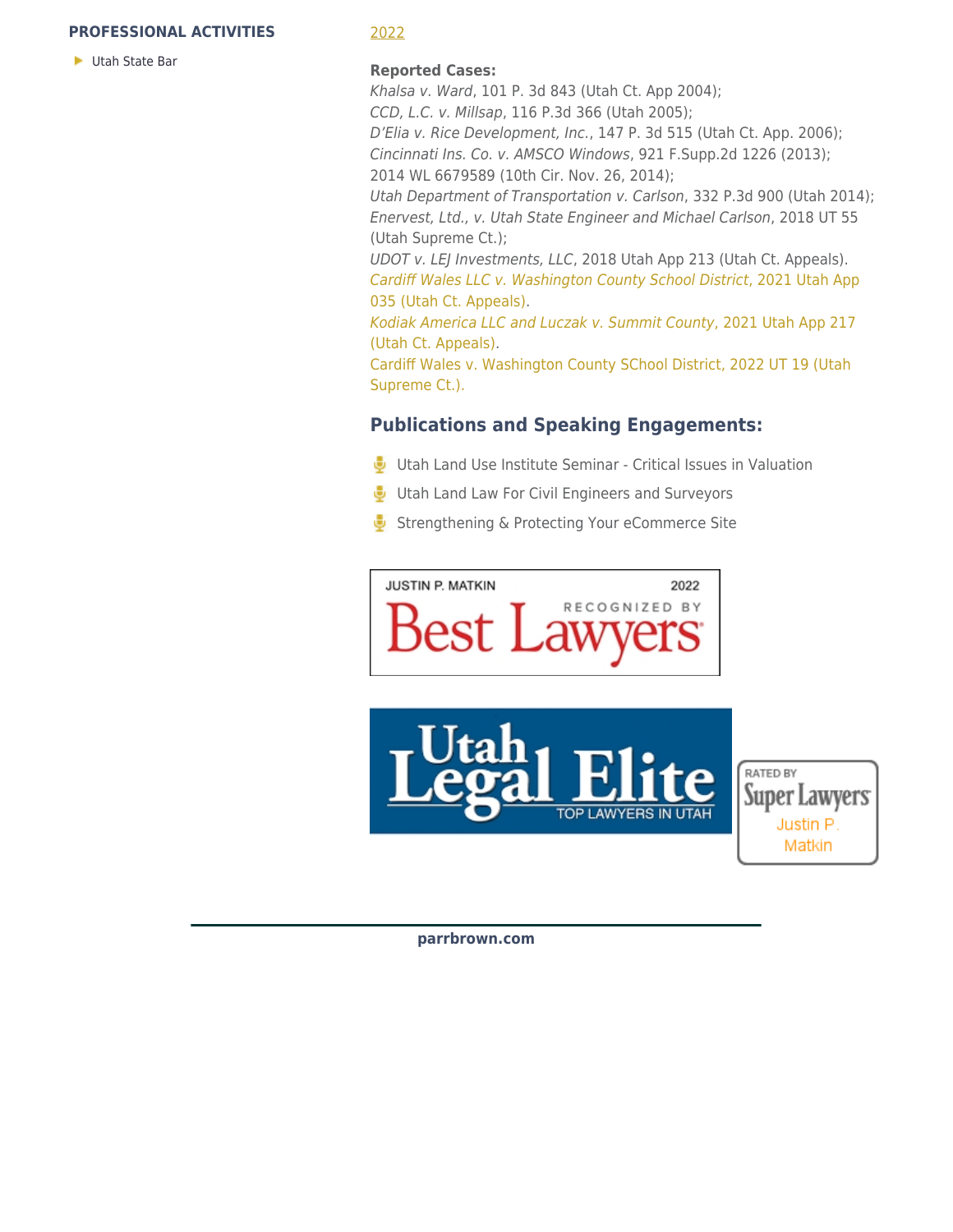## PROFESSIONAL ACTIVITIES

- Utah State Bar

2022

**Reported Cases:**

*Khalsa v. Ward*, 101 P. 3d 843 (Utah Ct. App 2004);
*CCD, L.C. v. Millsap*, 116 P.3d 366 (Utah 2005);
*D'Elia v. Rice Development, Inc.*, 147 P. 3d 515 (Utah Ct. App. 2006);
*Cincinnati Ins. Co. v. AMSCO Windows*, 921 F.Supp.2d 1226 (2013);
2014 WL 6679589 (10th Cir. Nov. 26, 2014);
*Utah Department of Transportation v. Carlson*, 332 P.3d 900 (Utah 2014);
*Enervest, Ltd., v. Utah State Engineer and Michael Carlson*, 2018 UT 55 (Utah Supreme Ct.);
*UDOT v. LEJ Investments, LLC*, 2018 Utah App 213 (Utah Ct. Appeals).
*Cardiff Wales LLC v. Washington County School District*, 2021 Utah App 035 (Utah Ct. Appeals).
*Kodiak America LLC and Luczak v. Summit County*, 2021 Utah App 217 (Utah Ct. Appeals).
Cardiff Wales v. Washington County SChool District, 2022 UT 19 (Utah Supreme Ct.).

## Publications and Speaking Engagements:

- Utah Land Use Institute Seminar - Critical Issues in Valuation
- Utah Land Law For Civil Engineers and Surveyors
- Strengthening & Protecting Your eCommerce Site

JUSTIN P. MATKIN 2022
RECOGNIZED BY Best Lawyers

Utah Legal Elite
TOP LAWYERS IN UTAH

RATED BY Super Lawyers
Justin P. Matkin

parrbrown.com